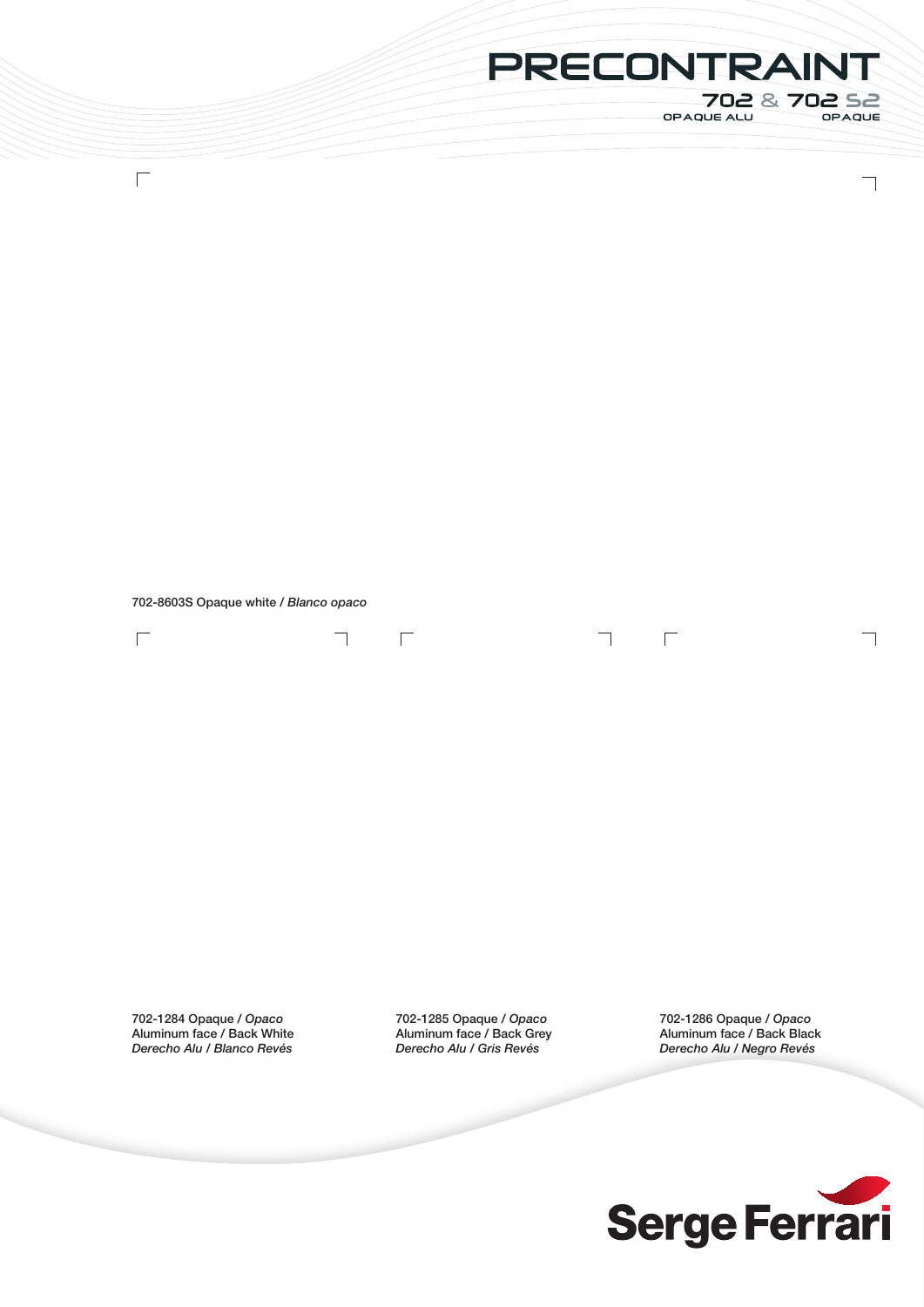# PRECONTRAINT

**702** & **702 S2**

OPAQUE ALU — OPAQUE

702-8603S Opaque white / *Blanco opaco*

702-1284 Opaque / *Opaco*
Aluminum face / Back White
*Derecho Alu / Blanco Revés*

702-1285 Opaque / *Opaco*
Aluminum face / Back Grey
*Derecho Alu / Gris Revés*

702-1286 Opaque / *Opaco*
Aluminum face / Back Black
*Derecho Alu / Negro Revés*

Serge Ferrari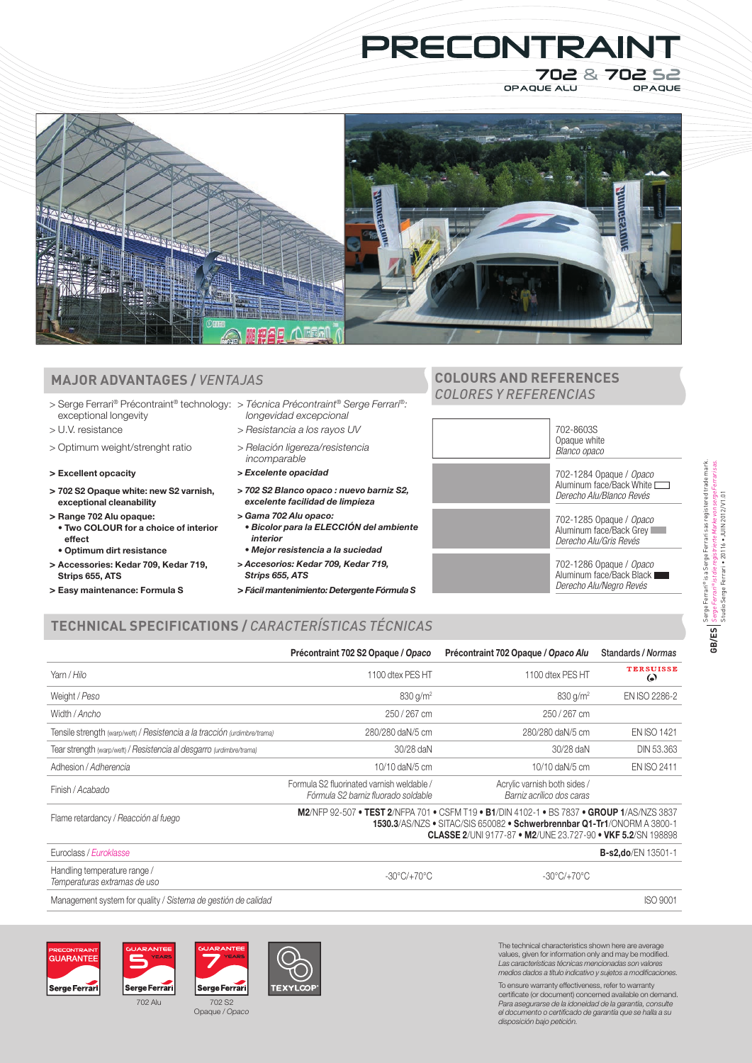# PRECONTRAINT

**702 & 702 S2**

OPAQUE ALU — OPAQUE

## MAJOR ADVANTAGES / *VENTAJAS*

- > Serge Ferrari® Précontraint® technology: exceptional longevity
- > U.V. resistance
- > Optimum weight/strenght ratio
- **> Excellent opcacity**
- **> 702 S2 Opaque white: new S2 varnish, exceptional cleanability**
- **> Range 702 Alu opaque:**
  - **• Two COLOUR for a choice of interior effect**
  - **• Optimum dirt resistance**
- **> Accessories: Kedar 709, Kedar 719, Strips 655, ATS**
- **> Easy maintenance: Formula S**

- *> Técnica Précontraint® Serge Ferrari®: longevidad excepcional*
- *> Resistancia a los rayos UV*
- *> Relación ligereza/resistencia incomparable*
- ***> Excelente opacidad***
- ***> 702 S2 Blanco opaco : nuevo barniz S2, excelente facilidad de limpieza***
- ***> Gama 702 Alu opaco:***
  - ***• Bicolor para la ELECCIÓN del ambiente interior***
  - ***• Mejor resistencia a la suciedad***
- ***> Accesorios: Kedar 709, Kedar 719, Strips 655, ATS***
- ***> Fácil mantenimiento: Detergente Fórmula S***

## COLOURS AND REFERENCES / *COLORES Y REFERENCIAS*

- 702-8603S Opaque white / *Blanco opaco*
- 702-1284 Opaque / *Opaco* Aluminum face/Back White / *Derecho Alu/Blanco Revés*
- 702-1285 Opaque / *Opaco* Aluminum face/Back Grey / *Derecho Alu/Gris Revés*
- 702-1286 Opaque / *Opaco* Aluminum face/Back Black / *Derecho Alu/Negro Revés*

## TECHNICAL SPECIFICATIONS / *CARACTERÍSTICAS TÉCNICAS*

| | Précontraint 702 S2 Opaque / *Opaco* | Précontraint 702 Opaque / *Opaco Alu* | Standards / *Normas* |
|---|---|---|---|
| Yarn / *Hilo* | 1100 dtex PES HT | 1100 dtex PES HT | TERSUISSE |
| Weight / *Peso* | 830 g/m² | 830 g/m² | EN ISO 2286-2 |
| Width / *Ancho* | 250 / 267 cm | 250 / 267 cm | |
| Tensile strength (warp/weft) / *Resistencia a la tracción (urdimbre/trama)* | 280/280 daN/5 cm | 280/280 daN/5 cm | EN ISO 1421 |
| Tear strength (warp/weft) / *Resistencia al desgarro (urdimbre/trama)* | 30/28 daN | 30/28 daN | DIN 53.363 |
| Adhesion / *Adherencia* | 10/10 daN/5 cm | 10/10 daN/5 cm | EN ISO 2411 |
| Finish / *Acabado* | Formula S2 fluorinated varnish weldable / *Fórmula S2 barniz fluorado soldable* | Acrylic varnish both sides / *Barniz acrílico dos caras* | |
| Flame retardancy / *Reacción al fuego* | **M2**/NFP 92-507 • **TEST 2**/NFPA 701 • CSFM T19 • **B1**/DIN 4102-1 • BS 7837 • **GROUP 1**/AS/NZS 3837 **1530.3**/AS/NZS • SITAC/SIS 650082 • **Schwerbrennbar Q1-Tr1**/ONORM A 3800-1 **CLASSE 2**/UNI 9177-87 • **M2**/UNE 23.727-90 • **VKF 5.2**/SN 198898 | | |
| Euroclass / *Euroklasse* | | | **B-s2,do**/EN 13501-1 |
| Handling temperature range / *Temperaturas extramas de uso* | -30°C/+70°C | -30°C/+70°C | |
| Management system for quality / *Sistema de gestión de calidad* | | | ISO 9001 |

PRECONTRAINT GUARANTEE Serge Ferrari — GUARANTEE 5 YEARS Serge Ferrari 702 Alu — GUARANTEE 7 YEARS Serge Ferrari 702 S2 Opaque / *Opaco* — TEXYLOOP®

The technical characteristics shown here are average values, given for information only and may be modified.
*Las características técnicas mencionadas son valores medios dados a título indicativo y sujetos a modificaciones.*

To ensure warranty effectiveness, refer to warranty certificate (or document) concerned available on demand.
*Para asegurarse de la idoneidad de la garantía, consulte el documento o certificado de garantía que se halla a su disposición bajo petición.*

GB/ES | Serge Ferrari® is a Serge Ferrari sas registered trade mark. *Serge Ferrari® is die registrierte Marke von Serge Ferrari sas.* Studio Serge Ferrari • 20116 • JUIN 2012/V1.01